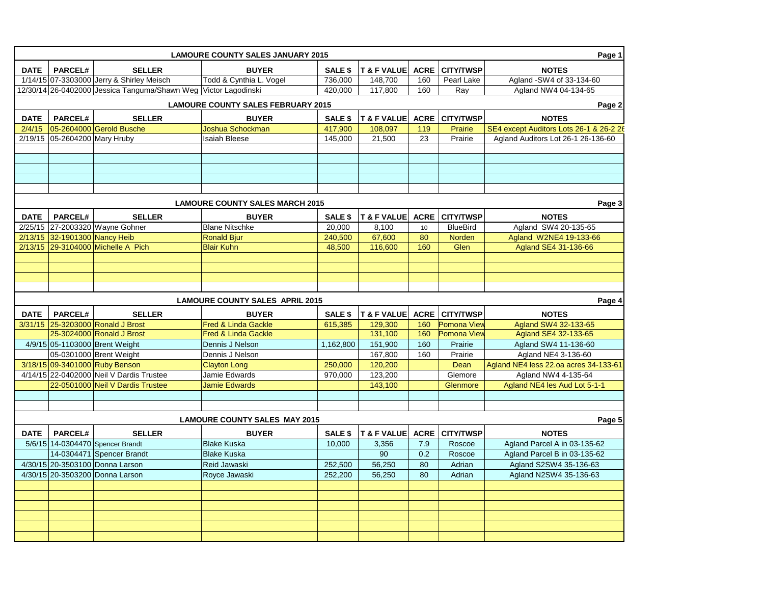## LAMOURE COUNTY SALES JANUARY 2015

| DATE | PARCEL# | SELLER | BUYER | SALE $ | T & F VALUE | ACRE | CITY/TWSP | NOTES |
|---|---|---|---|---|---|---|---|---|
| 1/14/15 | 07-3303000 | Jerry & Shirley Meisch | Todd & Cynthia L. Vogel | 736,000 | 148,700 | 160 | Pearl Lake | Agland -SW4 of 33-134-60 |
| 12/30/14 | 26-0402000 | Jessica Tanguma/Shawn Weg | Victor Lagodinski | 420,000 | 117,800 | 160 | Ray | Agland NW4 04-134-65 |

## LAMOURE COUNTY SALES FEBRUARY 2015

| DATE | PARCEL# | SELLER | BUYER | SALE $ | T & F VALUE | ACRE | CITY/TWSP | NOTES |
|---|---|---|---|---|---|---|---|---|
| 2/4/15 | 05-2604000 | Gerold Busche | Joshua Schockman | 417,900 | 108,097 | 119 | Prairie | SE4 except Auditors Lots 26-1 & 26-2 26 |
| 2/19/15 | 05-2604200 | Mary Hruby | Isaiah Bleese | 145,000 | 21,500 | 23 | Prairie | Agland Auditors Lot 26-1 26-136-60 |

## LAMOURE COUNTY SALES MARCH 2015

| DATE | PARCEL# | SELLER | BUYER | SALE $ | T & F VALUE | ACRE | CITY/TWSP | NOTES |
|---|---|---|---|---|---|---|---|---|
| 2/25/15 | 27-2003320 | Wayne Gohner | Blane Nitschke | 20,000 | 8,100 | 10 | BlueBird | Agland SW4 20-135-65 |
| 2/13/15 | 32-1901300 | Nancy Heib | Ronald Bjur | 240,500 | 67,600 | 80 | Norden | Agland W2NE4 19-133-66 |
| 2/13/15 | 29-3104000 | Michelle A Pich | Blair Kuhn | 48,500 | 116,600 | 160 | Glen | Agland SE4 31-136-66 |

## LAMOURE COUNTY SALES APRIL 2015

| DATE | PARCEL# | SELLER | BUYER | SALE $ | T & F VALUE | ACRE | CITY/TWSP | NOTES |
|---|---|---|---|---|---|---|---|---|
| 3/31/15 | 25-3203000 | Ronald J Brost | Fred & Linda Gackle | 615,385 | 129,300 | 160 | Pomona View | Agland SW4 32-133-65 |
| | 25-3024000 | Ronald J Brost | Fred & Linda Gackle | | 131,100 | 160 | Pomona View | Agland SE4 32-133-65 |
| 4/9/15 | 05-1103000 | Brent Weight | Dennis J Nelson | 1,162,800 | 151,900 | 160 | Prairie | Agland SW4 11-136-60 |
| | 05-0301000 | Brent Weight | Dennis J Nelson | | 167,800 | 160 | Prairie | Agland NE4 3-136-60 |
| 3/18/15 | 09-3401000 | Ruby Benson | Clayton Long | 250,000 | 120,200 | | Dean | Agland NE4 less 22.oa acres 34-133-61 |
| 4/14/15 | 22-0402000 | Neil V Dardis Trustee | Jamie Edwards | 970,000 | 123,200 | | Glemore | Agland NW4 4-135-64 |
| | 22-0501000 | Neil V Dardis Trustee | Jamie Edwards | | 143,100 | | Glenmore | Agland NE4 les Aud Lot 5-1-1 |

## LAMOURE COUNTY SALES MAY 2015

| DATE | PARCEL# | SELLER | BUYER | SALE $ | T & F VALUE | ACRE | CITY/TWSP | NOTES |
|---|---|---|---|---|---|---|---|---|
| 5/6/15 | 14-0304470 | Spencer Brandt | Blake Kuska | 10,000 | 3,356 | 7.9 | Roscoe | Agland Parcel A in 03-135-62 |
| | 14-0304471 | Spencer Brandt | Blake Kuska | | 90 | 0.2 | Roscoe | Agland Parcel B in 03-135-62 |
| 4/30/15 | 20-3503100 | Donna Larson | Reid Jawaski | 252,500 | 56,250 | 80 | Adrian | Agland S2SW4 35-136-63 |
| 4/30/15 | 20-3503200 | Donna Larson | Royce Jawaski | 252,200 | 56,250 | 80 | Adrian | Agland N2SW4 35-136-63 |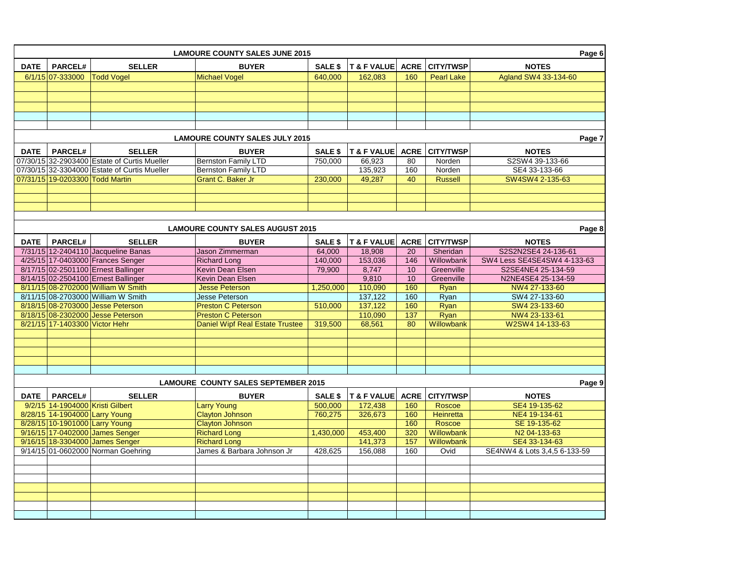## LAMOURE COUNTY SALES JUNE 2015

| DATE | PARCEL# | SELLER | BUYER | SALE $ | T & F VALUE | ACRE | CITY/TWSP | NOTES |
|---|---|---|---|---|---|---|---|---|
| 6/1/15 | 07-333000 | Todd Vogel | Michael Vogel | 640,000 | 162,083 | 160 | Pearl Lake | Agland SW4 33-134-60 |

## LAMOURE COUNTY SALES JULY 2015

| DATE | PARCEL# | SELLER | BUYER | SALE $ | T & F VALUE | ACRE | CITY/TWSP | NOTES |
|---|---|---|---|---|---|---|---|---|
| 07/30/15 | 32-2903400 | Estate of Curtis Mueller | Bernston Family LTD | 750,000 | 66,923 | 80 | Norden | S2SW4 39-133-66 |
| 07/30/15 | 32-3304000 | Estate of Curtis Mueller | Bernston Family LTD | | 135,923 | 160 | Norden | SE4 33-133-66 |
| 07/31/15 | 19-0203300 | Todd Martin | Grant C. Baker Jr | 230,000 | 49,287 | 40 | Russell | SW4SW4 2-135-63 |

## LAMOURE COUNTY SALES AUGUST 2015

| DATE | PARCEL# | SELLER | BUYER | SALE $ | T & F VALUE | ACRE | CITY/TWSP | NOTES |
|---|---|---|---|---|---|---|---|---|
| 7/31/15 | 12-2404110 | Jacqueline Banas | Jason Zimmerman | 64,000 | 18,908 | 20 | Sheridan | S2S2N2SE4 24-136-61 |
| 4/25/15 | 17-0403000 | Frances Senger | Richard Long | 140,000 | 153,036 | 146 | Willowbank | SW4 Less SE4SE4SW4 4-133-63 |
| 8/17/15 | 02-2501100 | Ernest Ballinger | Kevin Dean Elsen | 79,900 | 8,747 | 10 | Greenville | S2SE4NE4 25-134-59 |
| 8/14/15 | 02-2504100 | Ernest Ballinger | Kevin Dean Elsen | | 9,810 | 10 | Greenville | N2NE4SE4 25-134-59 |
| 8/11/15 | 08-2702000 | William W Smith | Jesse Peterson | 1,250,000 | 110,090 | 160 | Ryan | NW4 27-133-60 |
| 8/11/15 | 08-2703000 | William W Smith | Jesse Peterson | | 137,122 | 160 | Ryan | SW4 27-133-60 |
| 8/18/15 | 08-2703000 | Jesse Peterson | Preston C Peterson | 510,000 | 137,122 | 160 | Ryan | SW4 23-133-60 |
| 8/18/15 | 08-2302000 | Jesse Peterson | Preston C Peterson | | 110,090 | 137 | Ryan | NW4 23-133-61 |
| 8/21/15 | 17-1403300 | Victor Hehr | Daniel Wipf Real Estate Trustee | 319,500 | 68,561 | 80 | Willowbank | W2SW4 14-133-63 |

## LAMOURE COUNTY SALES SEPTEMBER 2015

| DATE | PARCEL# | SELLER | BUYER | SALE $ | T & F VALUE | ACRE | CITY/TWSP | NOTES |
|---|---|---|---|---|---|---|---|---|
| 9/2/15 | 14-1904000 | Kristi Gilbert | Larry Young | 500,000 | 172,438 | 160 | Roscoe | SE4 19-135-62 |
| 8/28/15 | 14-1904000 | Larry Young | Clayton Johnson | 760,275 | 326,673 | 160 | Heinretta | NE4 19-134-61 |
| 8/28/15 | 10-1901000 | Larry Young | Clayton Johnson | | | 160 | Roscoe | SE 19-135-62 |
| 9/16/15 | 17-0402000 | James Senger | Richard Long | 1,430,000 | 453,400 | 320 | Willowbank | N2 04-133-63 |
| 9/16/15 | 18-3304000 | James Senger | Richard Long | | 141,373 | 157 | Willowbank | SE4 33-134-63 |
| 9/14/15 | 01-0602000 | Norman Goehring | James & Barbara Johnson Jr | 428,625 | 156,088 | 160 | Ovid | SE4NW4 & Lots 3,4,5 6-133-59 |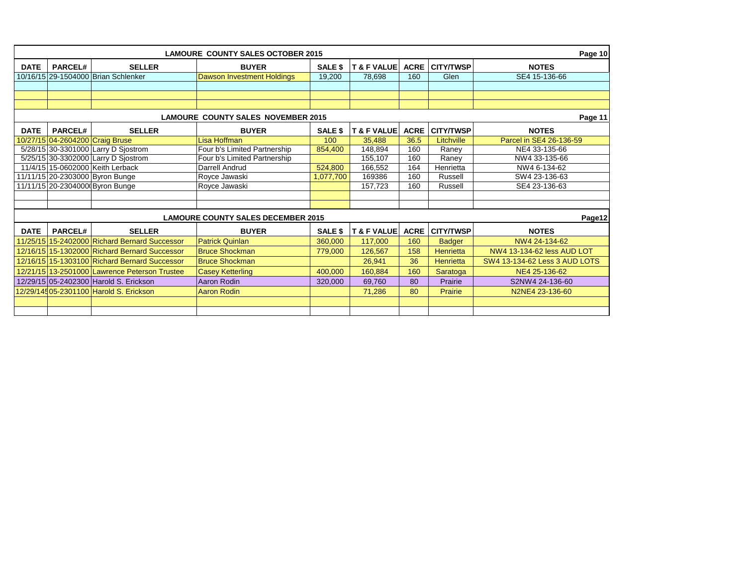## LAMOURE COUNTY SALES OCTOBER 2015

| DATE | PARCEL# | SELLER | BUYER | SALE $ | T & F VALUE | ACRE | CITY/TWSP | NOTES |
|---|---|---|---|---|---|---|---|---|
| 10/16/15 | 29-1504000 | Brian Schlenker | Dawson Investment Holdings | 19,200 | 78,698 | 160 | Glen | SE4 15-136-66 |
| | | | | | | | | |
| | | | | | | | | |
| | | | | | | | | |

## LAMOURE COUNTY SALES NOVEMBER 2015

| DATE | PARCEL# | SELLER | BUYER | SALE $ | T & F VALUE | ACRE | CITY/TWSP | NOTES |
|---|---|---|---|---|---|---|---|---|
| 10/27/15 | 04-2604200 | Craig Bruse | Lisa Hoffman | 100 | 35,488 | 36.5 | Litchville | Parcel in SE4 26-136-59 |
| 5/28/15 | 30-3301000 | Larry D Sjostrom | Four b's Limited Partnership | 854,400 | 148,894 | 160 | Raney | NE4 33-135-66 |
| 5/25/15 | 30-3302000 | Larry D Sjostrom | Four b's Limited Partnership | | 155,107 | 160 | Raney | NW4 33-135-66 |
| 11/4/15 | 15-0602000 | Keith Lerback | Darrell Andrud | 524,800 | 166,552 | 164 | Henrietta | NW4 6-134-62 |
| 11/11/15 | 20-2303000 | Byron Bunge | Royce Jawaski | 1,077,700 | 169386 | 160 | Russell | SW4 23-136-63 |
| 11/11/15 | 20-2304000 | Byron Bunge | Royce Jawaski | | 157,723 | 160 | Russell | SE4 23-136-63 |
| | | | | | | | | |
| | | | | | | | | |

## LAMOURE COUNTY SALES DECEMBER 2015

| DATE | PARCEL# | SELLER | BUYER | SALE $ | T & F VALUE | ACRE | CITY/TWSP | NOTES |
|---|---|---|---|---|---|---|---|---|
| 11/25/15 | 15-2402000 | Richard Bernard Successor | Patrick Quinlan | 360,000 | 117,000 | 160 | Badger | NW4 24-134-62 |
| 12/16/15 | 15-1302000 | Richard Bernard Successor | Bruce Shockman | 779,000 | 126,567 | 158 | Henrietta | NW4 13-134-62 less AUD LOT |
| 12/16/15 | 15-1303100 | Richard Bernard Successor | Bruce Shockman | | 26,941 | 36 | Henrietta | SW4 13-134-62 Less 3 AUD LOTS |
| 12/21/15 | 13-2501000 | Lawrence Peterson Trustee | Casey Ketterling | 400,000 | 160,884 | 160 | Saratoga | NE4 25-136-62 |
| 12/29/15 | 05-2402300 | Harold S. Erickson | Aaron Rodin | 320,000 | 69,760 | 80 | Prairie | S2NW4 24-136-60 |
| 12/29/145 | 05-2301100 | Harold S. Erickson | Aaron Rodin | | 71,286 | 80 | Prairie | N2NE4 23-136-60 |
| | | | | | | | | |
| | | | | | | | | |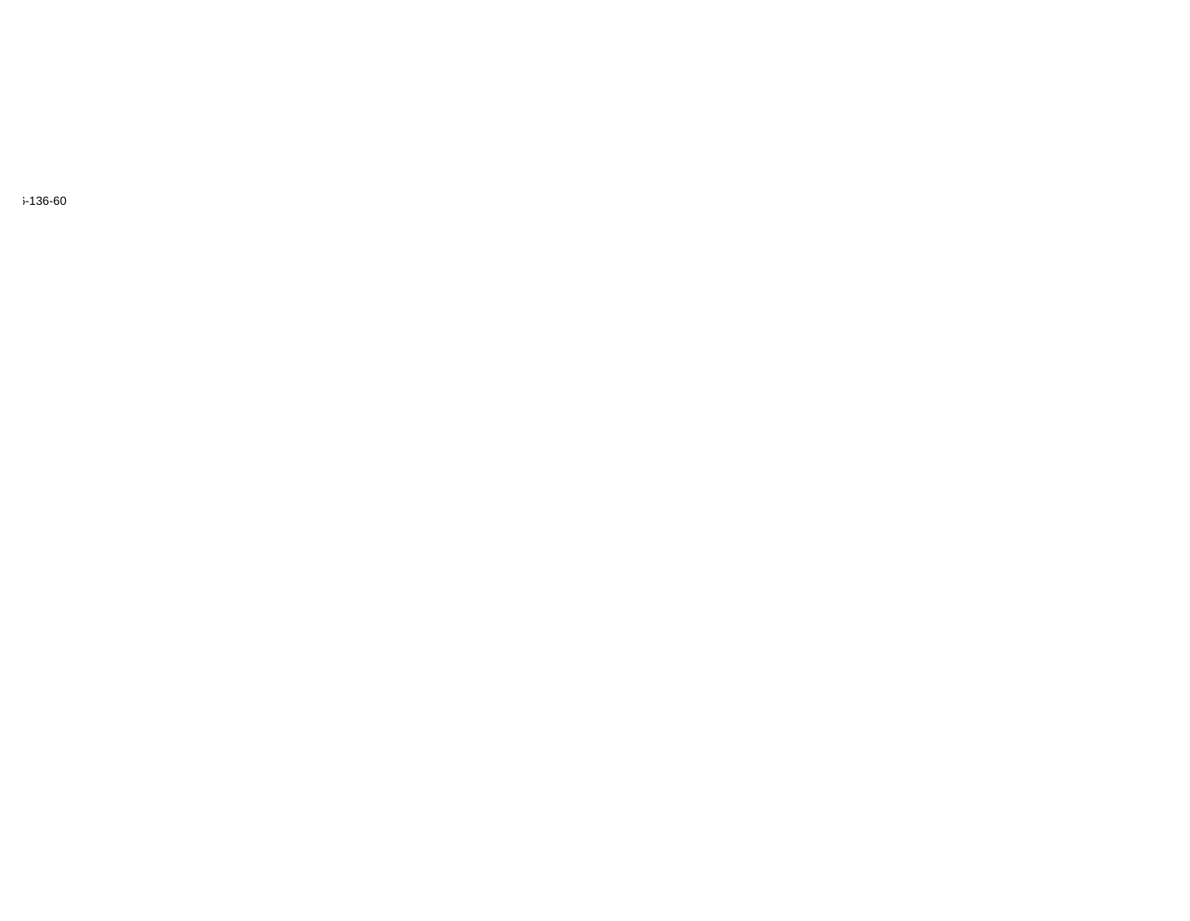5-136-60